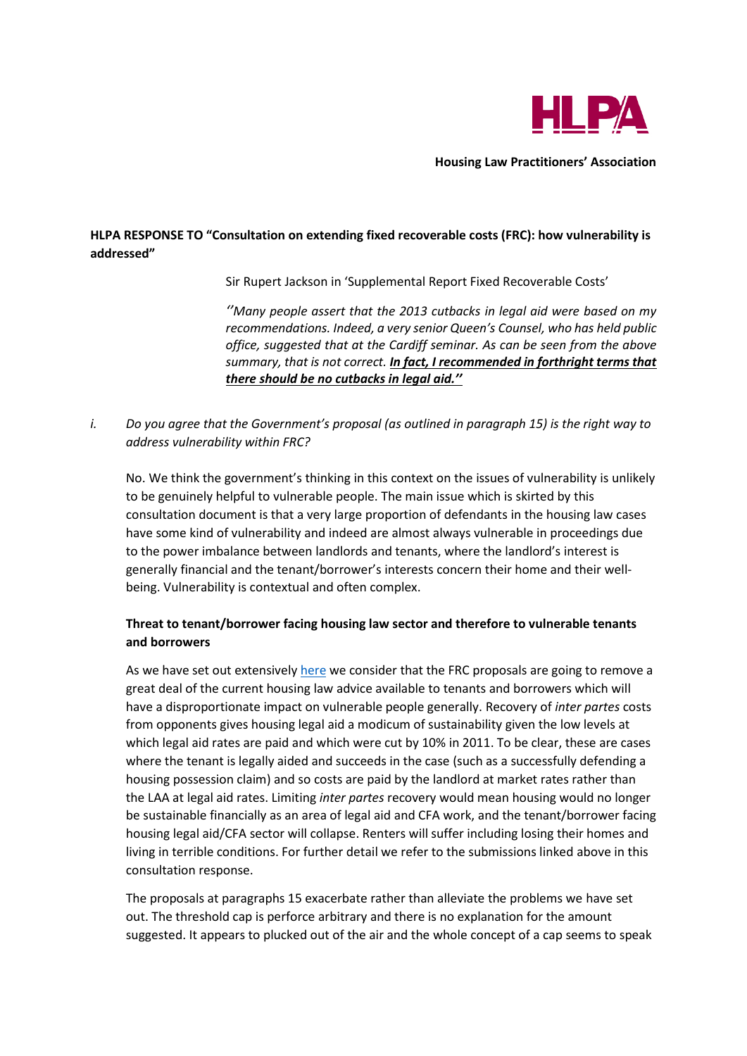**Housing Law Practitioners' Association**

**HLPA RESPONSE TO "Consultation on extending fixed recoverable costs (FRC): how vulnerability is addressed"**

Sir Rupert Jackson in 'Supplemental Report Fixed Recoverable Costs'

*''Many people assert that the 2013 cutbacks in legal aid were based on my recommendations. Indeed, a very senior Queen's Counsel, who has held public office, suggested that at the Cardiff seminar. As can be seen from the above summary, that is not correct.* ***In fact, I recommended in forthright terms that there should be no cutbacks in legal aid.''***

*i. Do you agree that the Government's proposal (as outlined in paragraph 15) is the right way to address vulnerability within FRC?*

No. We think the government's thinking in this context on the issues of vulnerability is unlikely to be genuinely helpful to vulnerable people. The main issue which is skirted by this consultation document is that a very large proportion of defendants in the housing law cases have some kind of vulnerability and indeed are almost always vulnerable in proceedings due to the power imbalance between landlords and tenants, where the landlord's interest is generally financial and the tenant/borrower's interests concern their home and their well-being. Vulnerability is contextual and often complex.

**Threat to tenant/borrower facing housing law sector and therefore to vulnerable tenants and borrowers**

As we have set out extensively here we consider that the FRC proposals are going to remove a great deal of the current housing law advice available to tenants and borrowers which will have a disproportionate impact on vulnerable people generally. Recovery of *inter partes* costs from opponents gives housing legal aid a modicum of sustainability given the low levels at which legal aid rates are paid and which were cut by 10% in 2011. To be clear, these are cases where the tenant is legally aided and succeeds in the case (such as a successfully defending a housing possession claim) and so costs are paid by the landlord at market rates rather than the LAA at legal aid rates. Limiting *inter partes* recovery would mean housing would no longer be sustainable financially as an area of legal aid and CFA work, and the tenant/borrower facing housing legal aid/CFA sector will collapse. Renters will suffer including losing their homes and living in terrible conditions. For further detail we refer to the submissions linked above in this consultation response.

The proposals at paragraphs 15 exacerbate rather than alleviate the problems we have set out. The threshold cap is perforce arbitrary and there is no explanation for the amount suggested. It appears to plucked out of the air and the whole concept of a cap seems to speak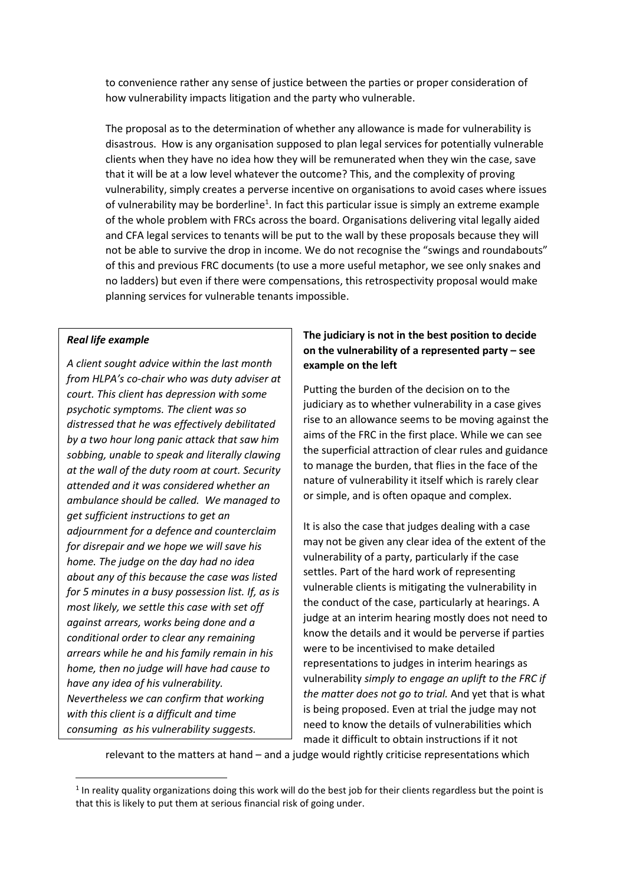to convenience rather any sense of justice between the parties or proper consideration of how vulnerability impacts litigation and the party who vulnerable.

The proposal as to the determination of whether any allowance is made for vulnerability is disastrous. How is any organisation supposed to plan legal services for potentially vulnerable clients when they have no idea how they will be remunerated when they win the case, save that it will be at a low level whatever the outcome? This, and the complexity of proving vulnerability, simply creates a perverse incentive on organisations to avoid cases where issues of vulnerability may be borderline[1]. In fact this particular issue is simply an extreme example of the whole problem with FRCs across the board. Organisations delivering vital legally aided and CFA legal services to tenants will be put to the wall by these proposals because they will not be able to survive the drop in income. We do not recognise the "swings and roundabouts" of this and previous FRC documents (to use a more useful metaphor, we see only snakes and no ladders) but even if there were compensations, this retrospectivity proposal would make planning services for vulnerable tenants impossible.

> ***Real life example***
>
> *A client sought advice within the last month from HLPA's co-chair who was duty adviser at court. This client has depression with some psychotic symptoms. The client was so distressed that he was effectively debilitated by a two hour long panic attack that saw him sobbing, unable to speak and literally clawing at the wall of the duty room at court. Security attended and it was considered whether an ambulance should be called. We managed to get sufficient instructions to get an adjournment for a defence and counterclaim for disrepair and we hope we will save his home. The judge on the day had no idea about any of this because the case was listed for 5 minutes in a busy possession list. If, as is most likely, we settle this case with set off against arrears, works being done and a conditional order to clear any remaining arrears while he and his family remain in his home, then no judge will have had cause to have any idea of his vulnerability. Nevertheless we can confirm that working with this client is a difficult and time consuming as his vulnerability suggests.*

**The judiciary is not in the best position to decide on the vulnerability of a represented party – see example on the left**

Putting the burden of the decision on to the judiciary as to whether vulnerability in a case gives rise to an allowance seems to be moving against the aims of the FRC in the first place. While we can see the superficial attraction of clear rules and guidance to manage the burden, that flies in the face of the nature of vulnerability it itself which is rarely clear or simple, and is often opaque and complex.

It is also the case that judges dealing with a case may not be given any clear idea of the extent of the vulnerability of a party, particularly if the case settles. Part of the hard work of representing vulnerable clients is mitigating the vulnerability in the conduct of the case, particularly at hearings. A judge at an interim hearing mostly does not need to know the details and it would be perverse if parties were to be incentivised to make detailed representations to judges in interim hearings as vulnerability *simply to engage an uplift to the FRC if the matter does not go to trial.* And yet that is what is being proposed. Even at trial the judge may not need to know the details of vulnerabilities which made it difficult to obtain instructions if it not relevant to the matters at hand – and a judge would rightly criticise representations which

[1] In reality quality organizations doing this work will do the best job for their clients regardless but the point is that this is likely to put them at serious financial risk of going under.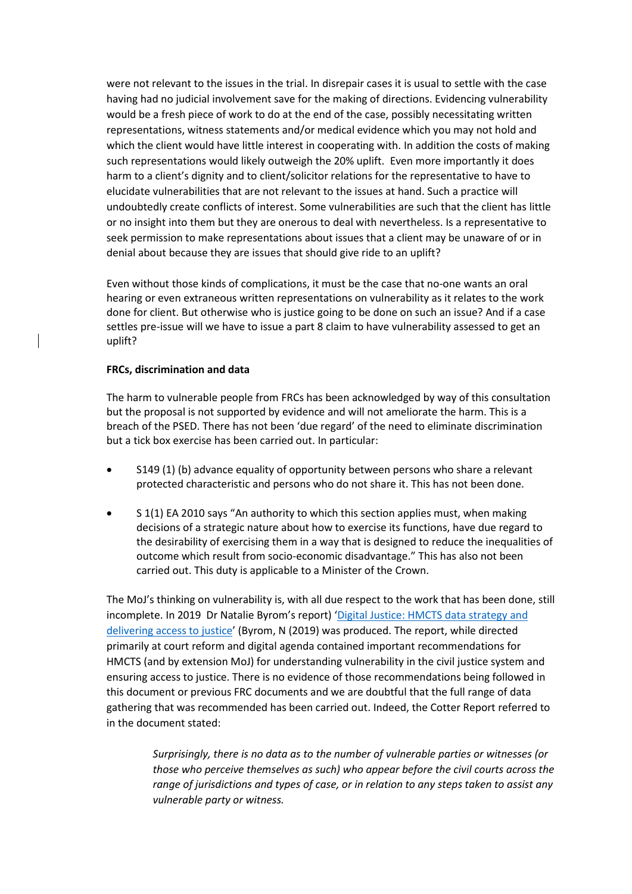were not relevant to the issues in the trial. In disrepair cases it is usual to settle with the case having had no judicial involvement save for the making of directions. Evidencing vulnerability would be a fresh piece of work to do at the end of the case, possibly necessitating written representations, witness statements and/or medical evidence which you may not hold and which the client would have little interest in cooperating with. In addition the costs of making such representations would likely outweigh the 20% uplift. Even more importantly it does harm to a client's dignity and to client/solicitor relations for the representative to have to elucidate vulnerabilities that are not relevant to the issues at hand. Such a practice will undoubtedly create conflicts of interest. Some vulnerabilities are such that the client has little or no insight into them but they are onerous to deal with nevertheless. Is a representative to seek permission to make representations about issues that a client may be unaware of or in denial about because they are issues that should give ride to an uplift?

Even without those kinds of complications, it must be the case that no-one wants an oral hearing or even extraneous written representations on vulnerability as it relates to the work done for client. But otherwise who is justice going to be done on such an issue? And if a case settles pre-issue will we have to issue a part 8 claim to have vulnerability assessed to get an uplift?

**FRCs, discrimination and data**

The harm to vulnerable people from FRCs has been acknowledged by way of this consultation but the proposal is not supported by evidence and will not ameliorate the harm. This is a breach of the PSED. There has not been 'due regard' of the need to eliminate discrimination but a tick box exercise has been carried out. In particular:

- S149 (1) (b) advance equality of opportunity between persons who share a relevant protected characteristic and persons who do not share it. This has not been done.
- S 1(1) EA 2010 says "An authority to which this section applies must, when making decisions of a strategic nature about how to exercise its functions, have due regard to the desirability of exercising them in a way that is designed to reduce the inequalities of outcome which result from socio-economic disadvantage." This has also not been carried out. This duty is applicable to a Minister of the Crown.

The MoJ's thinking on vulnerability is, with all due respect to the work that has been done, still incomplete. In 2019 Dr Natalie Byrom's report) '[Digital Justice: HMCTS data strategy and delivering access to justice]' (Byrom, N (2019) was produced. The report, while directed primarily at court reform and digital agenda contained important recommendations for HMCTS (and by extension MoJ) for understanding vulnerability in the civil justice system and ensuring access to justice. There is no evidence of those recommendations being followed in this document or previous FRC documents and we are doubtful that the full range of data gathering that was recommended has been carried out. Indeed, the Cotter Report referred to in the document stated:

> *Surprisingly, there is no data as to the number of vulnerable parties or witnesses (or those who perceive themselves as such) who appear before the civil courts across the range of jurisdictions and types of case, or in relation to any steps taken to assist any vulnerable party or witness.*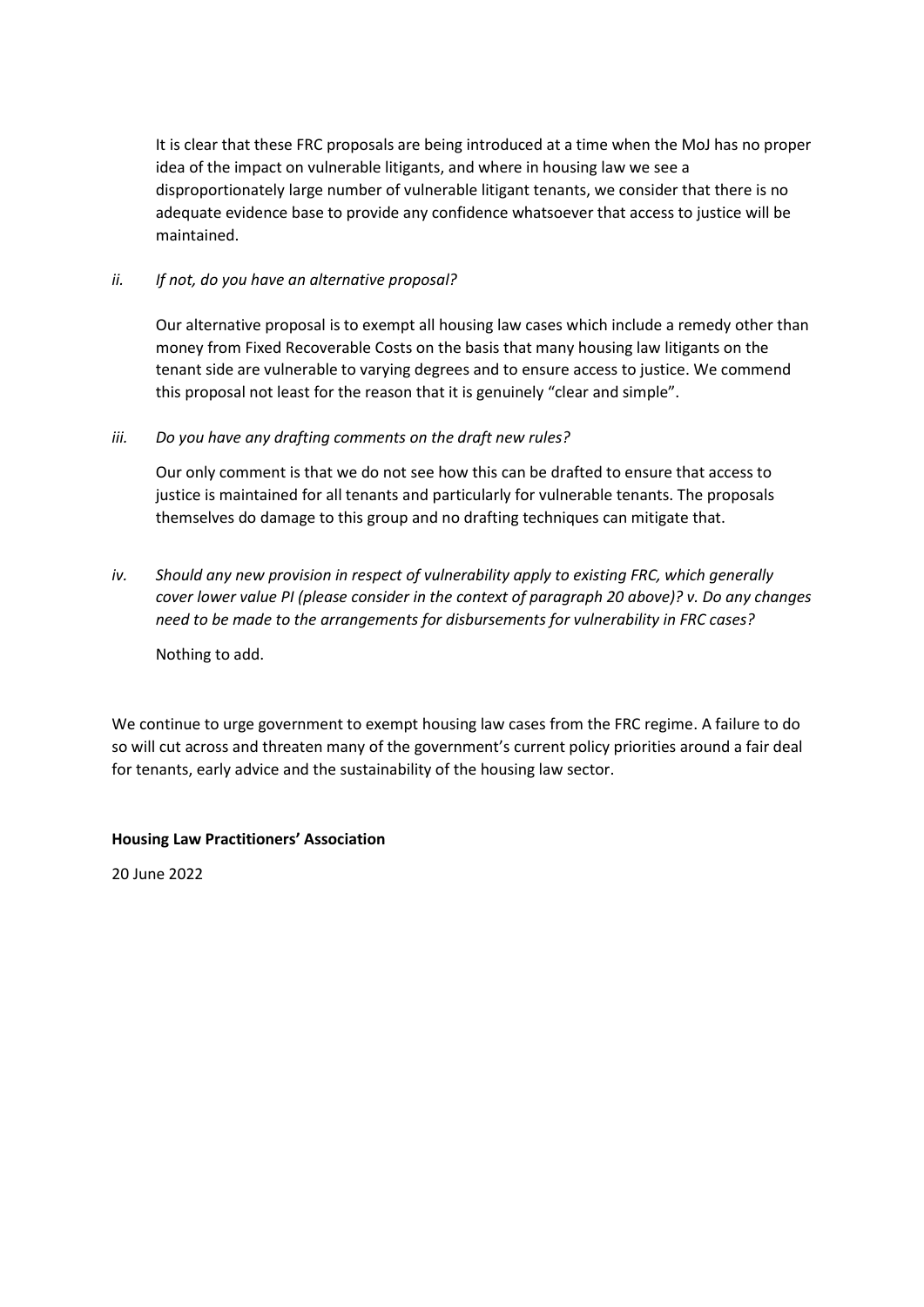It is clear that these FRC proposals are being introduced at a time when the MoJ has no proper idea of the impact on vulnerable litigants, and where in housing law we see a disproportionately large number of vulnerable litigant tenants, we consider that there is no adequate evidence base to provide any confidence whatsoever that access to justice will be maintained.

*ii. If not, do you have an alternative proposal?*

Our alternative proposal is to exempt all housing law cases which include a remedy other than money from Fixed Recoverable Costs on the basis that many housing law litigants on the tenant side are vulnerable to varying degrees and to ensure access to justice. We commend this proposal not least for the reason that it is genuinely "clear and simple".

*iii. Do you have any drafting comments on the draft new rules?*

Our only comment is that we do not see how this can be drafted to ensure that access to justice is maintained for all tenants and particularly for vulnerable tenants. The proposals themselves do damage to this group and no drafting techniques can mitigate that.

*iv. Should any new provision in respect of vulnerability apply to existing FRC, which generally cover lower value PI (please consider in the context of paragraph 20 above)? v. Do any changes need to be made to the arrangements for disbursements for vulnerability in FRC cases?*

Nothing to add.

We continue to urge government to exempt housing law cases from the FRC regime. A failure to do so will cut across and threaten many of the government's current policy priorities around a fair deal for tenants, early advice and the sustainability of the housing law sector.

**Housing Law Practitioners' Association**

20 June 2022